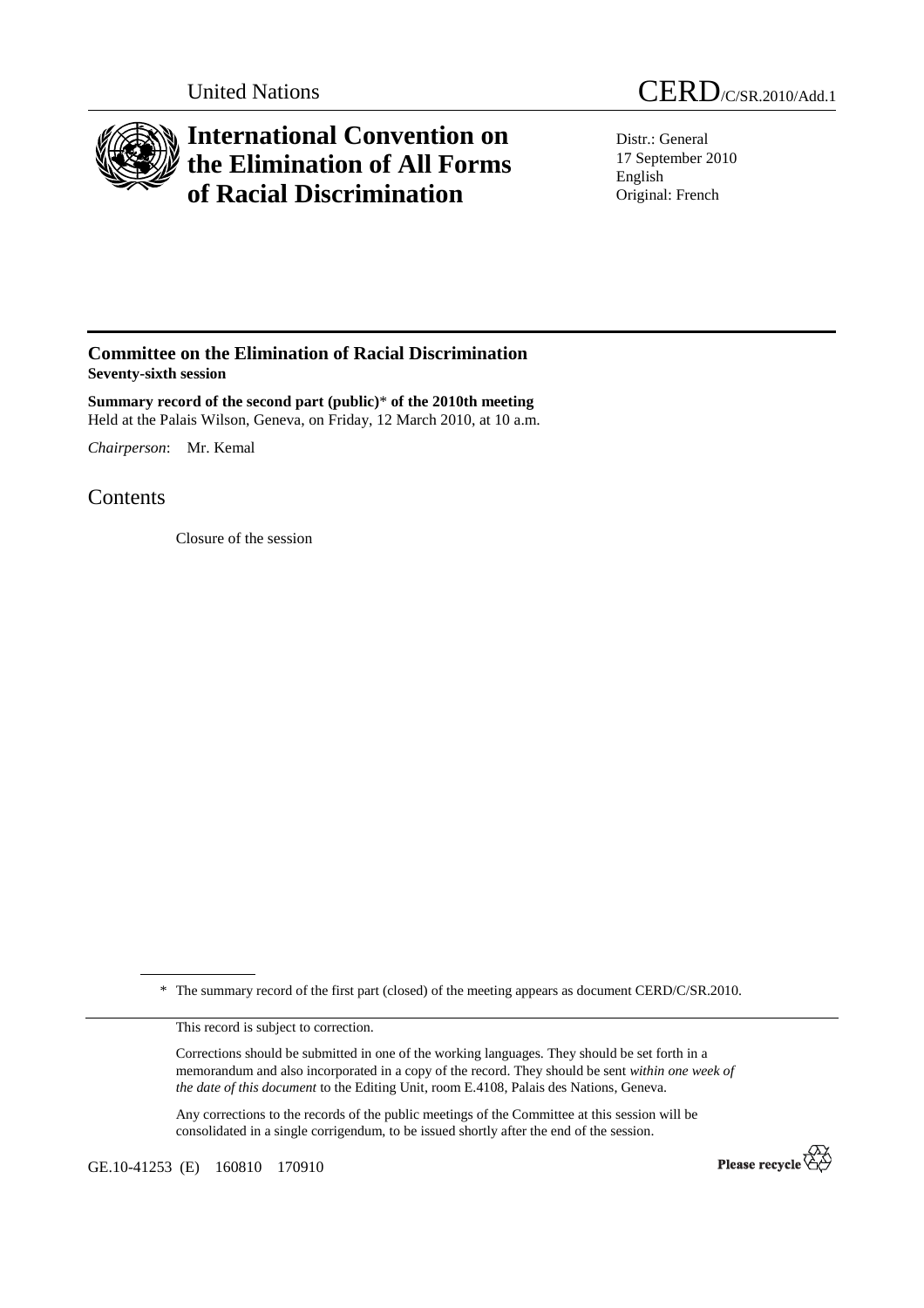United Nations

CERD/C/SR.2010/Add.1

# International Convention on the Elimination of All Forms of Racial Discrimination

Distr.: General
17 September 2010
English
Original: French

## Committee on the Elimination of Racial Discrimination

**Seventy-sixth session**

**Summary record of the second part (public)* of the 2010th meeting**
Held at the Palais Wilson, Geneva, on Friday, 12 March 2010, at 10 a.m.

*Chairperson*: Mr. Kemal

## Contents

Closure of the session

---

\* The summary record of the first part (closed) of the meeting appears as document CERD/C/SR.2010.

This record is subject to correction.

Corrections should be submitted in one of the working languages. They should be set forth in a memorandum and also incorporated in a copy of the record. They should be sent *within one week of the date of this document* to the Editing Unit, room E.4108, Palais des Nations, Geneva.

Any corrections to the records of the public meetings of the Committee at this session will be consolidated in a single corrigendum, to be issued shortly after the end of the session.

GE.10-41253 (E) 160810 170910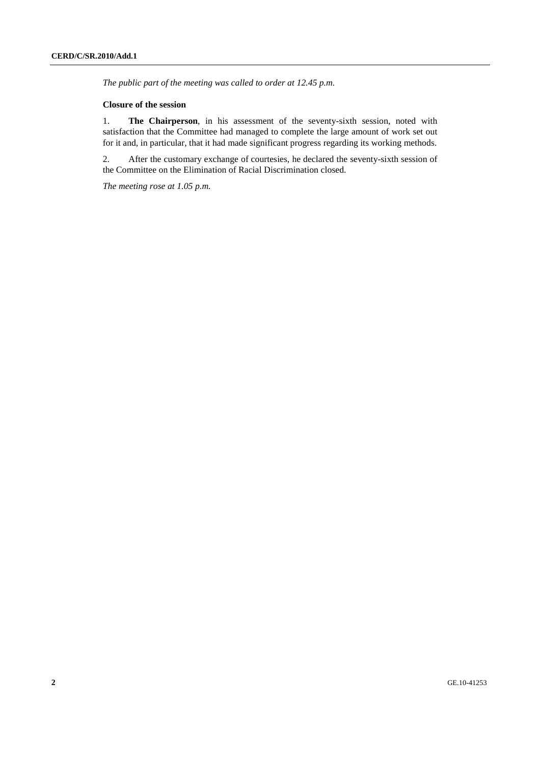*The public part of the meeting was called to order at 12.45 p.m.*

**Closure of the session**

1. **The Chairperson**, in his assessment of the seventy-sixth session, noted with satisfaction that the Committee had managed to complete the large amount of work set out for it and, in particular, that it had made significant progress regarding its working methods.

2. After the customary exchange of courtesies, he declared the seventy-sixth session of the Committee on the Elimination of Racial Discrimination closed.

*The meeting rose at 1.05 p.m.*